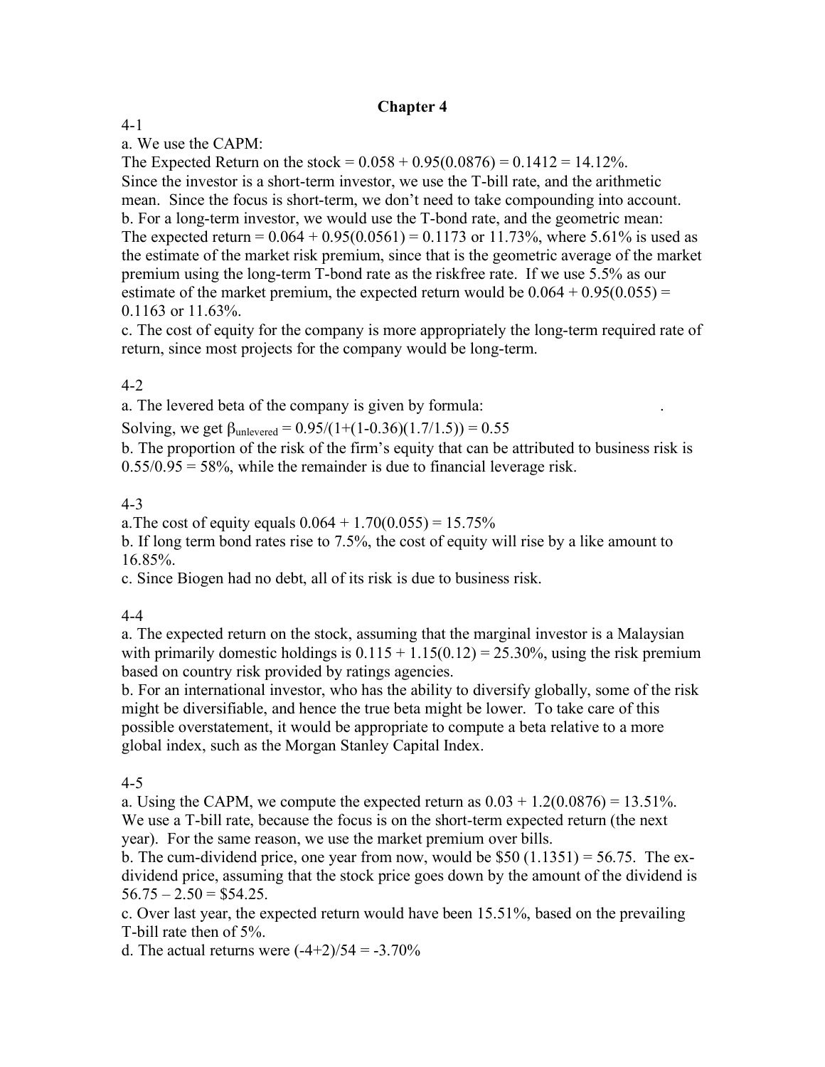# Chapter 4

4-1

a. We use the CAPM:

The Expected Return on the stock = 0.058 + 0.95(0.0876) = 0.1412 = 14.12%.

Since the investor is a short-term investor, we use the T-bill rate, and the arithmetic mean. Since the focus is short-term, we don't need to take compounding into account.

b. For a long-term investor, we would use the T-bond rate, and the geometric mean:

The expected return = 0.064 + 0.95(0.0561) = 0.1173 or 11.73%, where 5.61% is used as the estimate of the market risk premium, since that is the geometric average of the market premium using the long-term T-bond rate as the riskfree rate. If we use 5.5% as our estimate of the market premium, the expected return would be 0.064 + 0.95(0.055) = 0.1163 or 11.63%.

c. The cost of equity for the company is more appropriately the long-term required rate of return, since most projects for the company would be long-term.

4-2

a. The levered beta of the company is given by formula: .

Solving, we get $\beta_{unlevered}$ = 0.95/(1+(1-0.36)(1.7/1.5)) = 0.55

b. The proportion of the risk of the firm's equity that can be attributed to business risk is 0.55/0.95 = 58%, while the remainder is due to financial leverage risk.

4-3

a.The cost of equity equals 0.064 + 1.70(0.055) = 15.75%

b. If long term bond rates rise to 7.5%, the cost of equity will rise by a like amount to 16.85%.

c. Since Biogen had no debt, all of its risk is due to business risk.

4-4

a. The expected return on the stock, assuming that the marginal investor is a Malaysian with primarily domestic holdings is 0.115 + 1.15(0.12) = 25.30%, using the risk premium based on country risk provided by ratings agencies.

b. For an international investor, who has the ability to diversify globally, some of the risk might be diversifiable, and hence the true beta might be lower. To take care of this possible overstatement, it would be appropriate to compute a beta relative to a more global index, such as the Morgan Stanley Capital Index.

4-5

a. Using the CAPM, we compute the expected return as 0.03 + 1.2(0.0876) = 13.51%. We use a T-bill rate, because the focus is on the short-term expected return (the next year). For the same reason, we use the market premium over bills.

b. The cum-dividend price, one year from now, would be $50 (1.1351) = 56.75. The ex-dividend price, assuming that the stock price goes down by the amount of the dividend is 56.75 – 2.50 = $54.25.

c. Over last year, the expected return would have been 15.51%, based on the prevailing T-bill rate then of 5%.

d. The actual returns were (-4+2)/54 = -3.70%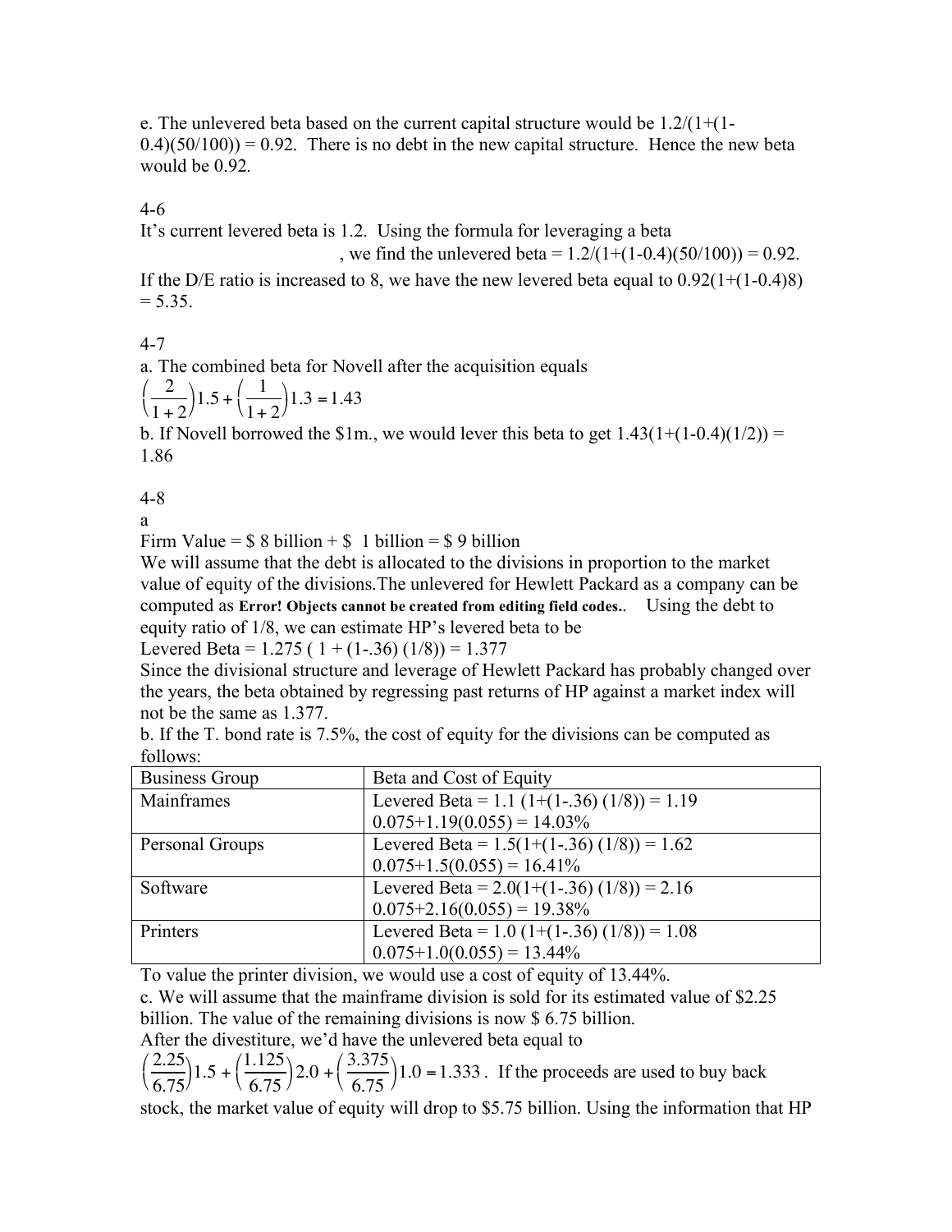e. The unlevered beta based on the current capital structure would be 1.2/(1+(1-0.4)(50/100)) = 0.92. There is no debt in the new capital structure. Hence the new beta would be 0.92.

4-6

It's current levered beta is 1.2. Using the formula for leveraging a beta , we find the unlevered beta = 1.2/(1+(1-0.4)(50/100)) = 0.92.

If the D/E ratio is increased to 8, we have the new levered beta equal to 0.92(1+(1-0.4)8) = 5.35.

4-7

a. The combined beta for Novell after the acquisition equals

$$\left(\frac{2}{1+2}\right)1.5+\left(\frac{1}{1+2}\right)1.3=1.43$$

b. If Novell borrowed the $1m., we would lever this beta to get 1.43(1+(1-0.4)(1/2)) = 1.86

4-8

a

Firm Value = $ 8 billion + $ 1 billion = $ 9 billion

We will assume that the debt is allocated to the divisions in proportion to the market value of equity of the divisions.The unlevered for Hewlett Packard as a company can be computed as **Error! Objects cannot be created from editing field codes.**. Using the debt to equity ratio of 1/8, we can estimate HP's levered beta to be

Levered Beta = 1.275 ( 1 + (1-.36) (1/8)) = 1.377

Since the divisional structure and leverage of Hewlett Packard has probably changed over the years, the beta obtained by regressing past returns of HP against a market index will not be the same as 1.377.

b. If the T. bond rate is 7.5%, the cost of equity for the divisions can be computed as follows:

| Business Group | Beta and Cost of Equity |
|---|---|
| Mainframes | Levered Beta = 1.1 (1+(1-.36) (1/8)) = 1.19<br>0.075+1.19(0.055) = 14.03% |
| Personal Groups | Levered Beta = 1.5(1+(1-.36) (1/8)) = 1.62<br>0.075+1.5(0.055) = 16.41% |
| Software | Levered Beta = 2.0(1+(1-.36) (1/8)) = 2.16<br>0.075+2.16(0.055) = 19.38% |
| Printers | Levered Beta = 1.0 (1+(1-.36) (1/8)) = 1.08<br>0.075+1.0(0.055) = 13.44% |

To value the printer division, we would use a cost of equity of 13.44%.

c. We will assume that the mainframe division is sold for its estimated value of $2.25 billion. The value of the remaining divisions is now $ 6.75 billion.

After the divestiture, we'd have the unlevered beta equal to

$\left(\frac{2.25}{6.75}\right)1.5+\left(\frac{1.125}{6.75}\right)2.0+\left(\frac{3.375}{6.75}\right)1.0=1.333$. If the proceeds are used to buy back stock, the market value of equity will drop to $5.75 billion. Using the information that HP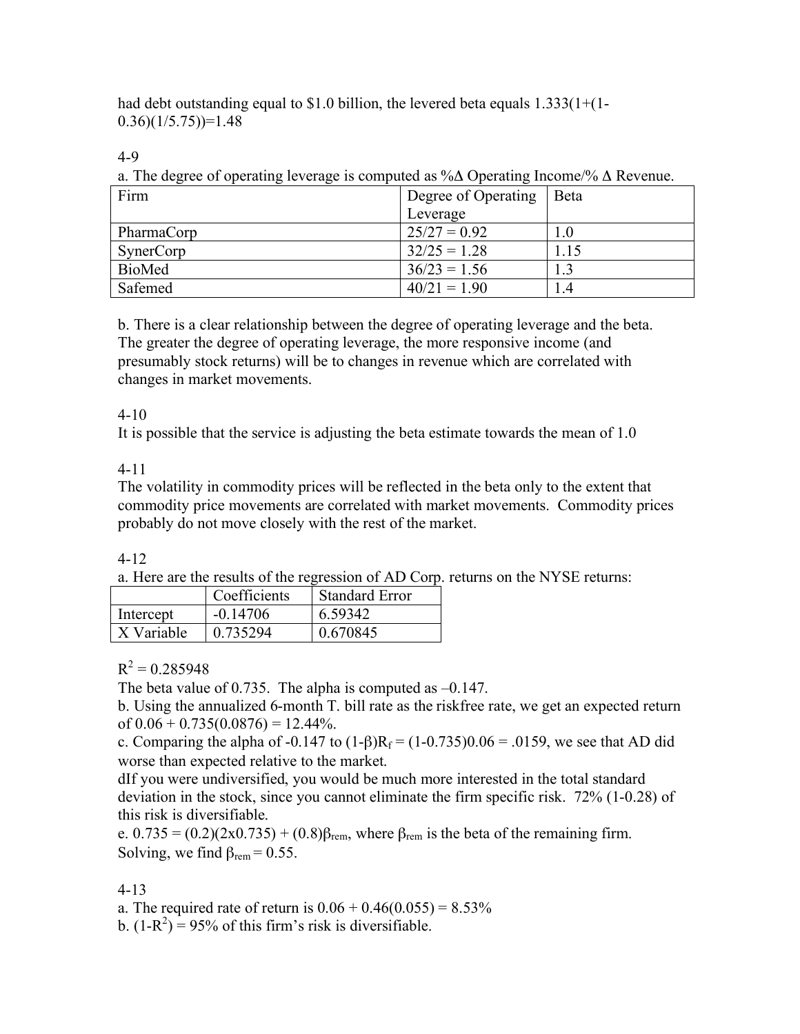had debt outstanding equal to \$1.0 billion, the levered beta equals 1.333(1+(1-0.36)(1/5.75))=1.48

4-9

a. The degree of operating leverage is computed as %Δ Operating Income/% Δ Revenue.

| Firm | Degree of Operating Leverage | Beta |
|---|---|---|
| PharmaCorp | 25/27 = 0.92 | 1.0 |
| SynerCorp | 32/25 = 1.28 | 1.15 |
| BioMed | 36/23 = 1.56 | 1.3 |
| Safemed | 40/21 = 1.90 | 1.4 |

b. There is a clear relationship between the degree of operating leverage and the beta. The greater the degree of operating leverage, the more responsive income (and presumably stock returns) will be to changes in revenue which are correlated with changes in market movements.

4-10

It is possible that the service is adjusting the beta estimate towards the mean of 1.0

4-11

The volatility in commodity prices will be reflected in the beta only to the extent that commodity price movements are correlated with market movements. Commodity prices probably do not move closely with the rest of the market.

4-12

a. Here are the results of the regression of AD Corp. returns on the NYSE returns:

| | Coefficients | Standard Error |
|---|---|---|
| Intercept | -0.14706 | 6.59342 |
| X Variable | 0.735294 | 0.670845 |

$R^2$ = 0.285948

The beta value of 0.735. The alpha is computed as –0.147.

b. Using the annualized 6-month T. bill rate as the riskfree rate, we get an expected return of 0.06 + 0.735(0.0876) = 12.44%.

c. Comparing the alpha of -0.147 to $(1-\beta)R_f$ = (1-0.735)0.06 = .0159, we see that AD did worse than expected relative to the market.

dIf you were undiversified, you would be much more interested in the total standard deviation in the stock, since you cannot eliminate the firm specific risk. 72% (1-0.28) of this risk is diversifiable.

e. 0.735 = (0.2)(2x0.735) + (0.8)$\beta_{rem}$, where $\beta_{rem}$ is the beta of the remaining firm. Solving, we find $\beta_{rem}$ = 0.55.

4-13

a. The required rate of return is 0.06 + 0.46(0.055) = 8.53%

b. $(1-R^2)$ = 95% of this firm's risk is diversifiable.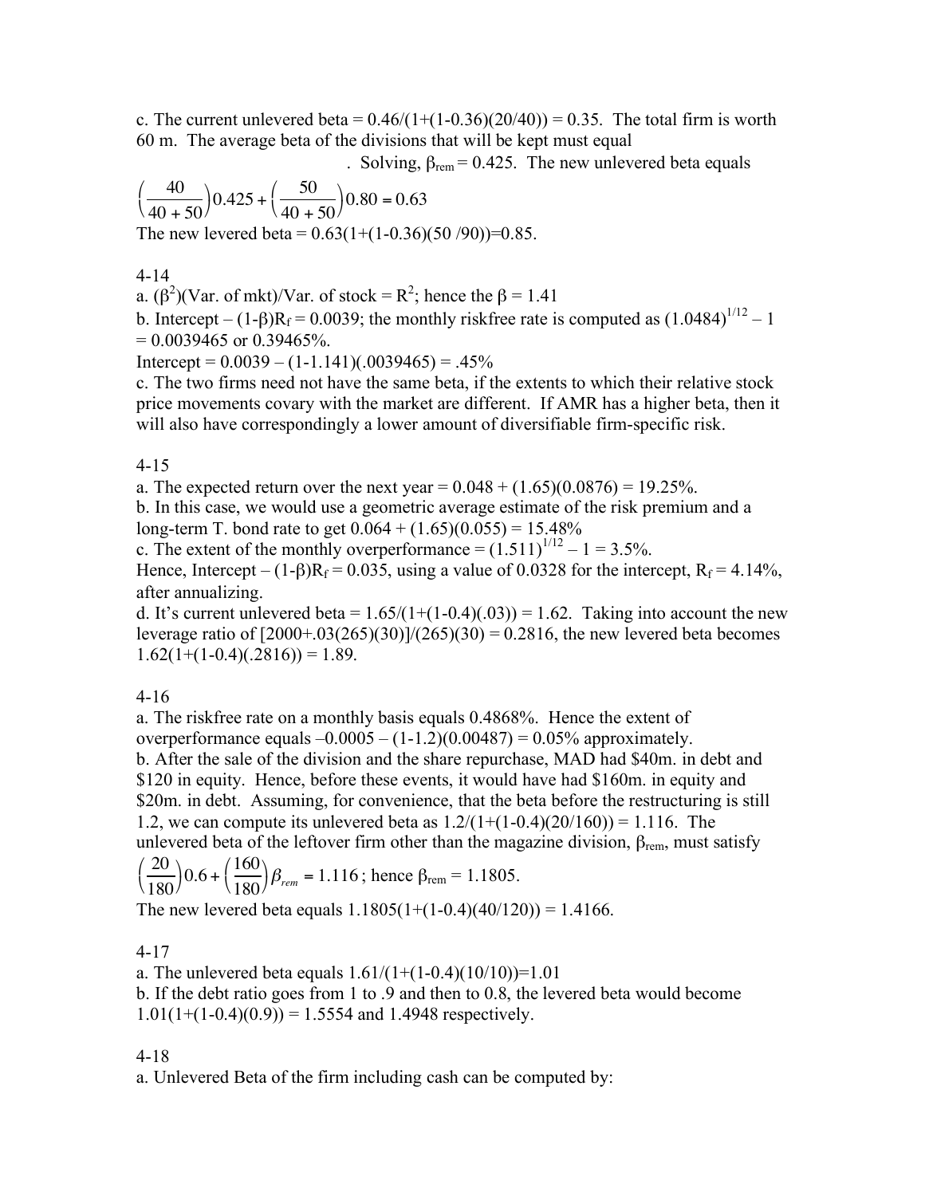c. The current unlevered beta = $0.46/(1+(1-0.36)(20/40)) = 0.35$. The total firm is worth 60 m. The average beta of the divisions that will be kept must equal

. Solving, $\beta_{rem} = 0.425$. The new unlevered beta equals

$$\left(\frac{40}{40+50}\right)0.425 + \left(\frac{50}{40+50}\right)0.80 = 0.63$$

The new levered beta = $0.63(1+(1-0.36)(50/90))=0.85$.

4-14

a. $(\beta^2)$(Var. of mkt)/Var. of stock = $R^2$; hence the $\beta = 1.41$

b. Intercept – $(1-\beta)R_f = 0.0039$; the monthly riskfree rate is computed as $(1.0484)^{1/12} - 1 = 0.0039465$ or 0.39465%.

Intercept = $0.0039 - (1-1.141)(.0039465) = .45\%$

c. The two firms need not have the same beta, if the extents to which their relative stock price movements covary with the market are different. If AMR has a higher beta, then it will also have correspondingly a lower amount of diversifiable firm-specific risk.

4-15

a. The expected return over the next year = $0.048 + (1.65)(0.0876) = 19.25\%$.

b. In this case, we would use a geometric average estimate of the risk premium and a long-term T. bond rate to get $0.064 + (1.65)(0.055) = 15.48\%$

c. The extent of the monthly overperformance = $(1.511)^{1/12} - 1 = 3.5\%$.

Hence, Intercept – $(1-\beta)R_f = 0.035$, using a value of 0.0328 for the intercept, $R_f = 4.14\%$, after annualizing.

d. It's current unlevered beta = $1.65/(1+(1-0.4)(.03)) = 1.62$. Taking into account the new leverage ratio of $[2000+.03(265)(30)]/(265)(30) = 0.2816$, the new levered beta becomes $1.62(1+(1-0.4)(.2816)) = 1.89$.

4-16

a. The riskfree rate on a monthly basis equals 0.4868%. Hence the extent of overperformance equals $-0.0005 - (1-1.2)(0.00487) = 0.05\%$ approximately.

b. After the sale of the division and the share repurchase, MAD had \$40m. in debt and \$120 in equity. Hence, before these events, it would have had \$160m. in equity and \$20m. in debt. Assuming, for convenience, that the beta before the restructuring is still 1.2, we can compute its unlevered beta as $1.2/(1+(1-0.4)(20/160)) = 1.116$. The unlevered beta of the leftover firm other than the magazine division, $\beta_{rem}$, must satisfy

$$\left(\frac{20}{180}\right)0.6 + \left(\frac{160}{180}\right)\beta_{rem} = 1.116$$; hence $\beta_{rem} = 1.1805$.

The new levered beta equals $1.1805(1+(1-0.4)(40/120)) = 1.4166$.

4-17

a. The unlevered beta equals $1.61/(1+(1-0.4)(10/10))=1.01$

b. If the debt ratio goes from 1 to .9 and then to 0.8, the levered beta would become $1.01(1+(1-0.4)(0.9)) = 1.5554$ and 1.4948 respectively.

4-18

a. Unlevered Beta of the firm including cash can be computed by: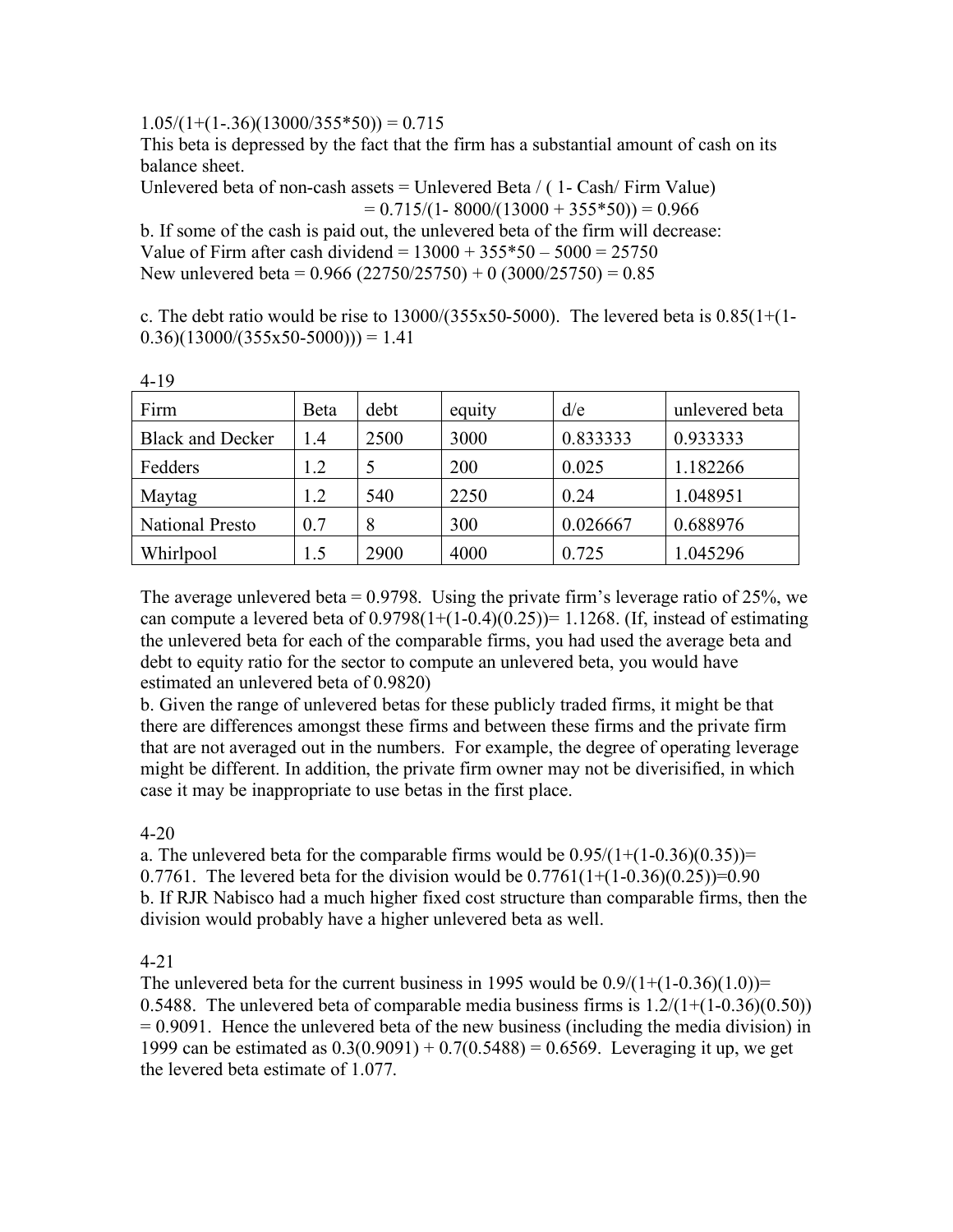$1.05/(1+(1-.36)(13000/355*50)) = 0.715$

This beta is depressed by the fact that the firm has a substantial amount of cash on its balance sheet.

Unlevered beta of non-cash assets = Unlevered Beta / ( 1- Cash/ Firm Value)

$$= 0.715/(1- 8000/(13000 + 355*50)) = 0.966$$

b. If some of the cash is paid out, the unlevered beta of the firm will decrease:

Value of Firm after cash dividend = 13000 + 355*50 – 5000 = 25750

New unlevered beta = 0.966 (22750/25750) + 0 (3000/25750) = 0.85

c. The debt ratio would be rise to 13000/(355x50-5000). The levered beta is 0.85(1+(1-0.36)(13000/(355x50-5000))) = 1.41

4-19

| Firm | Beta | debt | equity | d/e | unlevered beta |
|---|---|---|---|---|---|
| Black and Decker | 1.4 | 2500 | 3000 | 0.833333 | 0.933333 |
| Fedders | 1.2 | 5 | 200 | 0.025 | 1.182266 |
| Maytag | 1.2 | 540 | 2250 | 0.24 | 1.048951 |
| National Presto | 0.7 | 8 | 300 | 0.026667 | 0.688976 |
| Whirlpool | 1.5 | 2900 | 4000 | 0.725 | 1.045296 |

The average unlevered beta = 0.9798. Using the private firm's leverage ratio of 25%, we can compute a levered beta of 0.9798(1+(1-0.4)(0.25))= 1.1268. (If, instead of estimating the unlevered beta for each of the comparable firms, you had used the average beta and debt to equity ratio for the sector to compute an unlevered beta, you would have estimated an unlevered beta of 0.9820)

b. Given the range of unlevered betas for these publicly traded firms, it might be that there are differences amongst these firms and between these firms and the private firm that are not averaged out in the numbers. For example, the degree of operating leverage might be different. In addition, the private firm owner may not be diverisified, in which case it may be inappropriate to use betas in the first place.

4-20

a. The unlevered beta for the comparable firms would be 0.95/(1+(1-0.36)(0.35))= 0.7761. The levered beta for the division would be 0.7761(1+(1-0.36)(0.25))=0.90

b. If RJR Nabisco had a much higher fixed cost structure than comparable firms, then the division would probably have a higher unlevered beta as well.

4-21

The unlevered beta for the current business in 1995 would be 0.9/(1+(1-0.36)(1.0))= 0.5488. The unlevered beta of comparable media business firms is 1.2/(1+(1-0.36)(0.50)) = 0.9091. Hence the unlevered beta of the new business (including the media division) in 1999 can be estimated as 0.3(0.9091) + 0.7(0.5488) = 0.6569. Leveraging it up, we get the levered beta estimate of 1.077.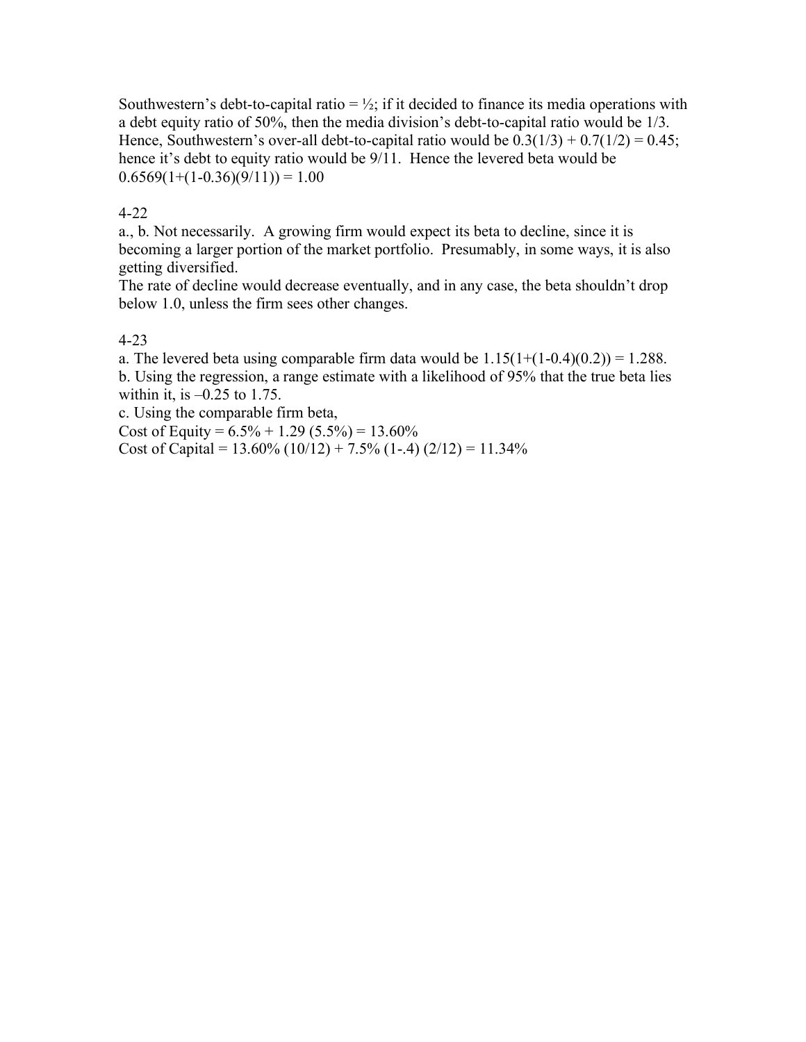Southwestern's debt-to-capital ratio = ½; if it decided to finance its media operations with a debt equity ratio of 50%, then the media division's debt-to-capital ratio would be 1/3. Hence, Southwestern's over-all debt-to-capital ratio would be $0.3(1/3) + 0.7(1/2) = 0.45$; hence it's debt to equity ratio would be 9/11. Hence the levered beta would be $0.6569(1+(1-0.36)(9/11)) = 1.00$

4-22

a., b. Not necessarily. A growing firm would expect its beta to decline, since it is becoming a larger portion of the market portfolio. Presumably, in some ways, it is also getting diversified.

The rate of decline would decrease eventually, and in any case, the beta shouldn't drop below 1.0, unless the firm sees other changes.

4-23

a. The levered beta using comparable firm data would be $1.15(1+(1-0.4)(0.2)) = 1.288$.

b. Using the regression, a range estimate with a likelihood of 95% that the true beta lies within it, is –0.25 to 1.75.

c. Using the comparable firm beta,

Cost of Equity = 6.5% + 1.29 (5.5%) = 13.60%

Cost of Capital = 13.60% (10/12) + 7.5% (1-.4) (2/12) = 11.34%